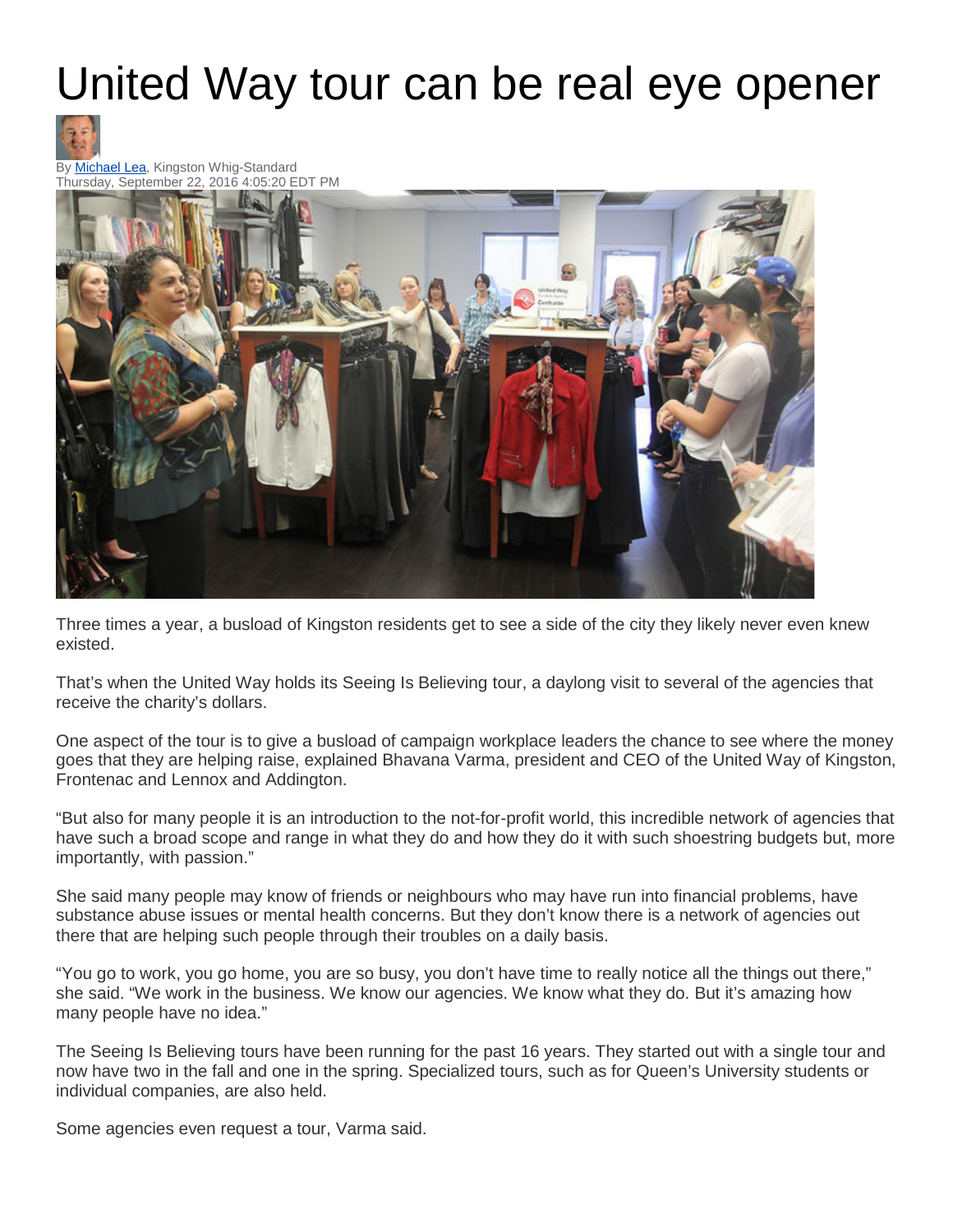# United Way tour can be real eye opener

By Michael Lea, Kingston Whig-Standard
Thursday, September 22, 2016 4:05:20 EDT PM

Three times a year, a busload of Kingston residents get to see a side of the city they likely never even knew existed.

That's when the United Way holds its Seeing Is Believing tour, a daylong visit to several of the agencies that receive the charity's dollars.

One aspect of the tour is to give a busload of campaign workplace leaders the chance to see where the money goes that they are helping raise, explained Bhavana Varma, president and CEO of the United Way of Kingston, Frontenac and Lennox and Addington.

"But also for many people it is an introduction to the not-for-profit world, this incredible network of agencies that have such a broad scope and range in what they do and how they do it with such shoestring budgets but, more importantly, with passion."

She said many people may know of friends or neighbours who may have run into financial problems, have substance abuse issues or mental health concerns. But they don't know there is a network of agencies out there that are helping such people through their troubles on a daily basis.

"You go to work, you go home, you are so busy, you don't have time to really notice all the things out there," she said. "We work in the business. We know our agencies. We know what they do. But it's amazing how many people have no idea."

The Seeing Is Believing tours have been running for the past 16 years. They started out with a single tour and now have two in the fall and one in the spring. Specialized tours, such as for Queen's University students or individual companies, are also held.

Some agencies even request a tour, Varma said.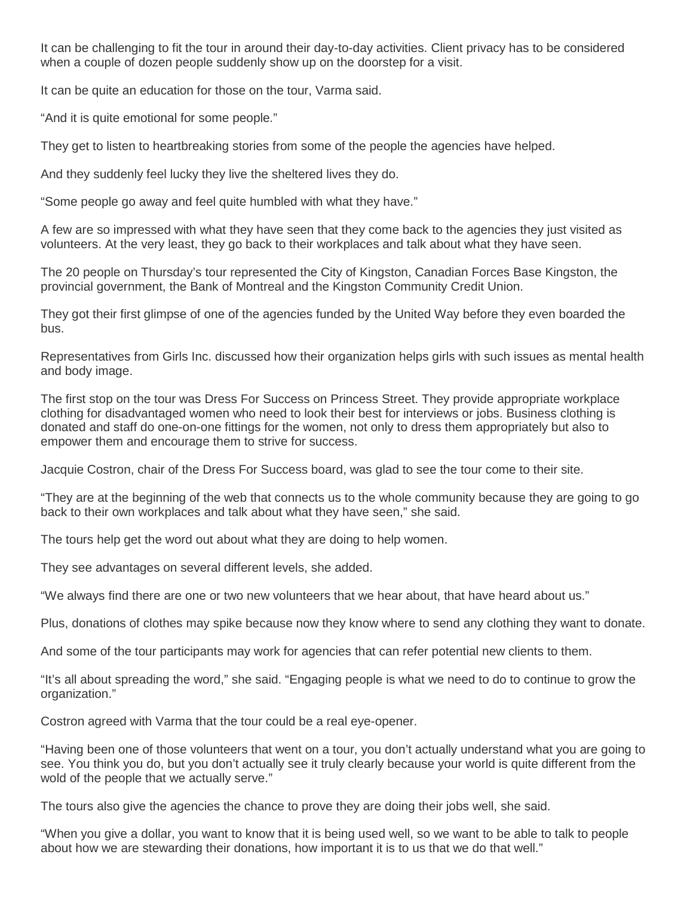It can be challenging to fit the tour in around their day-to-day activities. Client privacy has to be considered when a couple of dozen people suddenly show up on the doorstep for a visit.

It can be quite an education for those on the tour, Varma said.

"And it is quite emotional for some people."

They get to listen to heartbreaking stories from some of the people the agencies have helped.

And they suddenly feel lucky they live the sheltered lives they do.

"Some people go away and feel quite humbled with what they have."

A few are so impressed with what they have seen that they come back to the agencies they just visited as volunteers. At the very least, they go back to their workplaces and talk about what they have seen.

The 20 people on Thursday's tour represented the City of Kingston, Canadian Forces Base Kingston, the provincial government, the Bank of Montreal and the Kingston Community Credit Union.

They got their first glimpse of one of the agencies funded by the United Way before they even boarded the bus.

Representatives from Girls Inc. discussed how their organization helps girls with such issues as mental health and body image.

The first stop on the tour was Dress For Success on Princess Street. They provide appropriate workplace clothing for disadvantaged women who need to look their best for interviews or jobs. Business clothing is donated and staff do one-on-one fittings for the women, not only to dress them appropriately but also to empower them and encourage them to strive for success.

Jacquie Costron, chair of the Dress For Success board, was glad to see the tour come to their site.

"They are at the beginning of the web that connects us to the whole community because they are going to go back to their own workplaces and talk about what they have seen," she said.

The tours help get the word out about what they are doing to help women.

They see advantages on several different levels, she added.

"We always find there are one or two new volunteers that we hear about, that have heard about us."

Plus, donations of clothes may spike because now they know where to send any clothing they want to donate.

And some of the tour participants may work for agencies that can refer potential new clients to them.

"It's all about spreading the word," she said. "Engaging people is what we need to do to continue to grow the organization."

Costron agreed with Varma that the tour could be a real eye-opener.

"Having been one of those volunteers that went on a tour, you don't actually understand what you are going to see. You think you do, but you don't actually see it truly clearly because your world is quite different from the wold of the people that we actually serve."

The tours also give the agencies the chance to prove they are doing their jobs well, she said.

"When you give a dollar, you want to know that it is being used well, so we want to be able to talk to people about how we are stewarding their donations, how important it is to us that we do that well."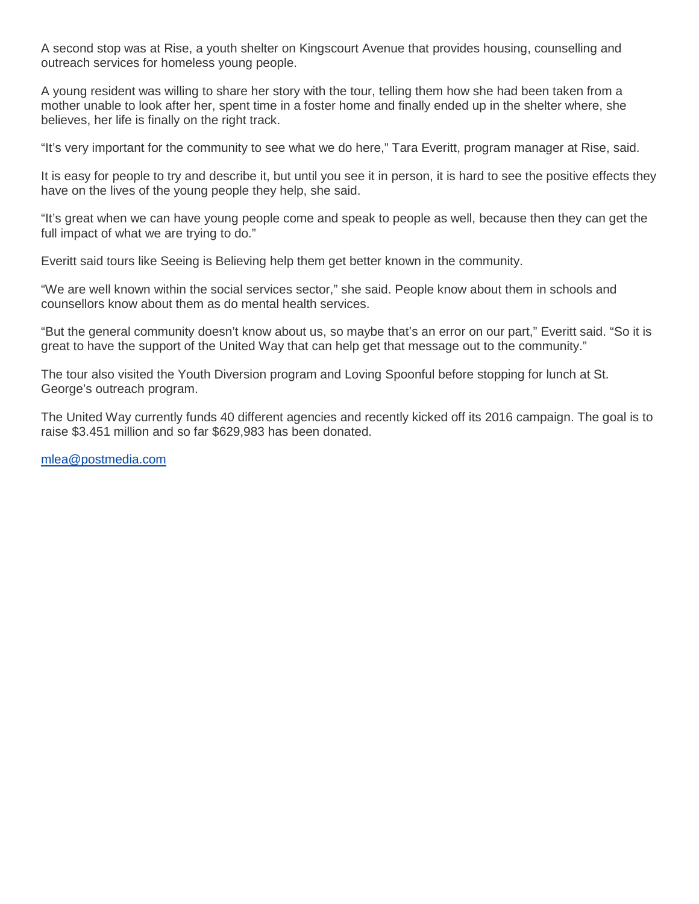A second stop was at Rise, a youth shelter on Kingscourt Avenue that provides housing, counselling and outreach services for homeless young people.

A young resident was willing to share her story with the tour, telling them how she had been taken from a mother unable to look after her, spent time in a foster home and finally ended up in the shelter where, she believes, her life is finally on the right track.

“It’s very important for the community to see what we do here,” Tara Everitt, program manager at Rise, said.

It is easy for people to try and describe it, but until you see it in person, it is hard to see the positive effects they have on the lives of the young people they help, she said.

“It’s great when we can have young people come and speak to people as well, because then they can get the full impact of what we are trying to do.”

Everitt said tours like Seeing is Believing help them get better known in the community.

“We are well known within the social services sector,” she said. People know about them in schools and counsellors know about them as do mental health services.

“But the general community doesn’t know about us, so maybe that’s an error on our part,” Everitt said. “So it is great to have the support of the United Way that can help get that message out to the community.”

The tour also visited the Youth Diversion program and Loving Spoonful before stopping for lunch at St. George’s outreach program.

The United Way currently funds 40 different agencies and recently kicked off its 2016 campaign. The goal is to raise $3.451 million and so far $629,983 has been donated.

mlea@postmedia.com